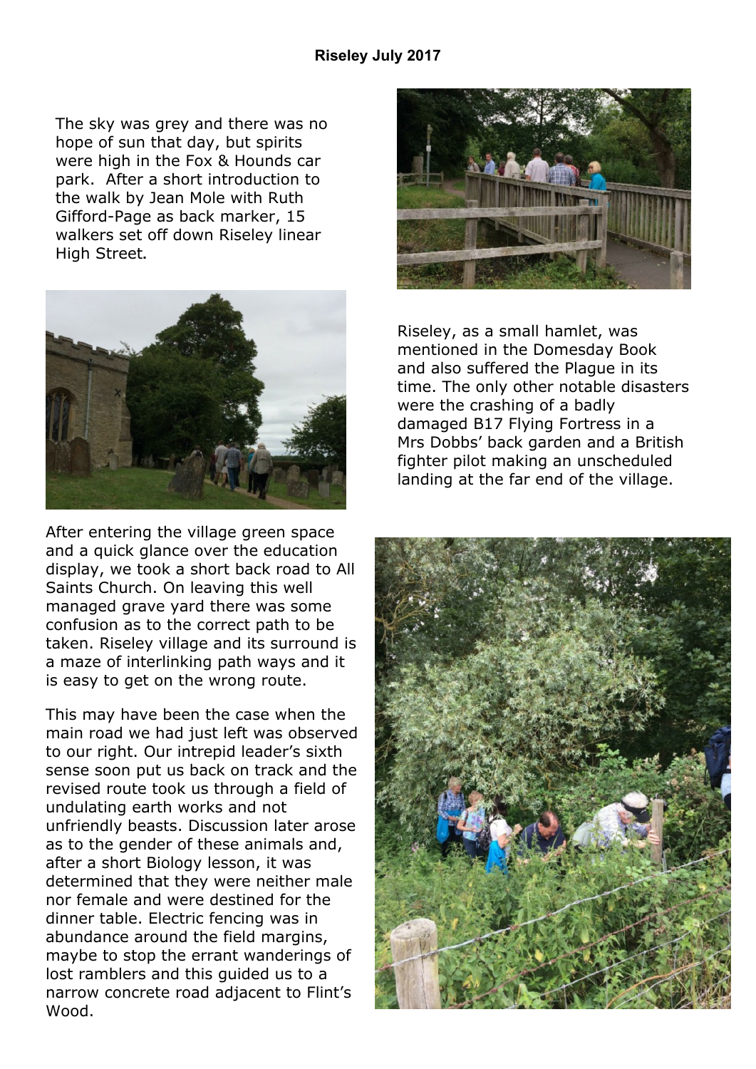# Riseley July 2017

The sky was grey and there was no hope of sun that day, but spirits were high in the Fox & Hounds car park. After a short introduction to the walk by Jean Mole with Ruth Gifford-Page as back marker, 15 walkers set off down Riseley linear High Street.

Riseley, as a small hamlet, was mentioned in the Domesday Book and also suffered the Plague in its time. The only other notable disasters were the crashing of a badly damaged B17 Flying Fortress in a Mrs Dobbs' back garden and a British fighter pilot making an unscheduled landing at the far end of the village.

After entering the village green space and a quick glance over the education display, we took a short back road to All Saints Church. On leaving this well managed grave yard there was some confusion as to the correct path to be taken. Riseley village and its surround is a maze of interlinking path ways and it is easy to get on the wrong route.

This may have been the case when the main road we had just left was observed to our right. Our intrepid leader's sixth sense soon put us back on track and the revised route took us through a field of undulating earth works and not unfriendly beasts. Discussion later arose as to the gender of these animals and, after a short Biology lesson, it was determined that they were neither male nor female and were destined for the dinner table. Electric fencing was in abundance around the field margins, maybe to stop the errant wanderings of lost ramblers and this guided us to a narrow concrete road adjacent to Flint's Wood.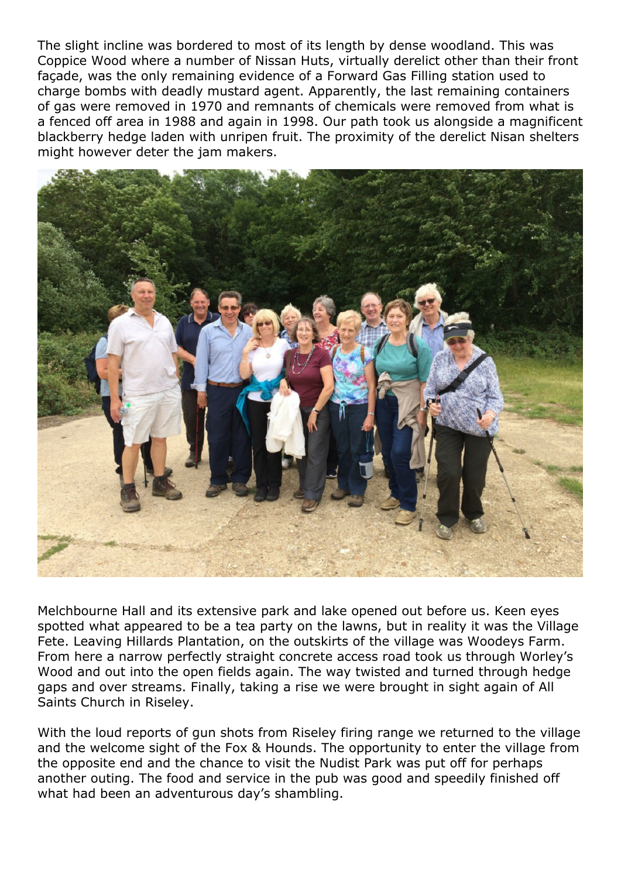The slight incline was bordered to most of its length by dense woodland. This was Coppice Wood where a number of Nissan Huts, virtually derelict other than their front façade, was the only remaining evidence of a Forward Gas Filling station used to charge bombs with deadly mustard agent. Apparently, the last remaining containers of gas were removed in 1970 and remnants of chemicals were removed from what is a fenced off area in 1988 and again in 1998. Our path took us alongside a magnificent blackberry hedge laden with unripen fruit. The proximity of the derelict Nisan shelters might however deter the jam makers.

Melchbourne Hall and its extensive park and lake opened out before us. Keen eyes spotted what appeared to be a tea party on the lawns, but in reality it was the Village Fete. Leaving Hillards Plantation, on the outskirts of the village was Woodeys Farm. From here a narrow perfectly straight concrete access road took us through Worley's Wood and out into the open fields again. The way twisted and turned through hedge gaps and over streams. Finally, taking a rise we were brought in sight again of All Saints Church in Riseley.

With the loud reports of gun shots from Riseley firing range we returned to the village and the welcome sight of the Fox & Hounds. The opportunity to enter the village from the opposite end and the chance to visit the Nudist Park was put off for perhaps another outing. The food and service in the pub was good and speedily finished off what had been an adventurous day's shambling.